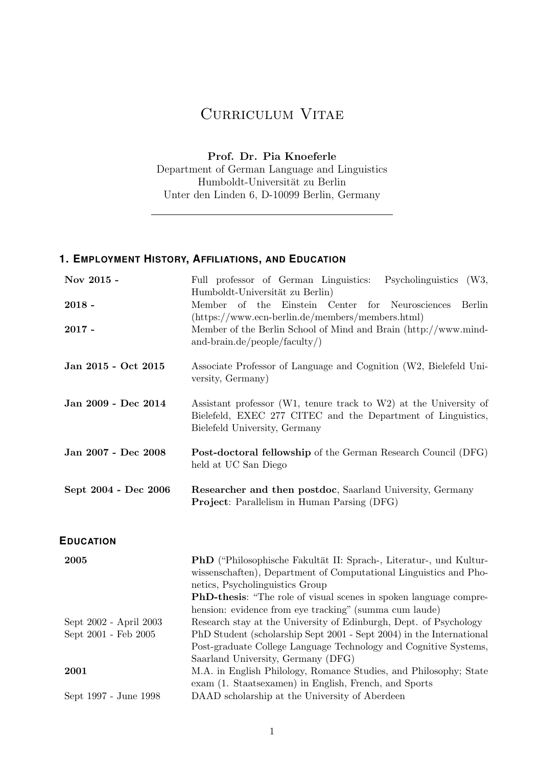# Curriculum Vitae

**Prof. Dr. Pia Knoeferle**
Department of German Language and Linguistics
Humboldt-Universität zu Berlin
Unter den Linden 6, D-10099 Berlin, Germany

---

## 1. Employment History, Affiliations, and Education

| | |
|---|---|
| **Nov 2015 -** | Full professor of German Linguistics: Psycholinguistics (W3, Humboldt-Universität zu Berlin) |
| **2018 -** | Member of the Einstein Center for Neurosciences Berlin (https://www.ecn-berlin.de/members/members.html) |
| **2017 -** | Member of the Berlin School of Mind and Brain (http://www.mind-and-brain.de/people/faculty/) |
| **Jan 2015 - Oct 2015** | Associate Professor of Language and Cognition (W2, Bielefeld University, Germany) |
| **Jan 2009 - Dec 2014** | Assistant professor (W1, tenure track to W2) at the University of Bielefeld, EXEC 277 CITEC and the Department of Linguistics, Bielefeld University, Germany |
| **Jan 2007 - Dec 2008** | **Post-doctoral fellowship** of the German Research Council (DFG) held at UC San Diego |
| **Sept 2004 - Dec 2006** | **Researcher and then postdoc**, Saarland University, Germany<br>**Project**: Parallelism in Human Parsing (DFG) |

## Education

| | |
|---|---|
| **2005** | **PhD** ("Philosophische Fakultät II: Sprach-, Literatur-, und Kulturwissenschaften), Department of Computational Linguistics and Phonetics, Psycholinguistics Group<br>**PhD-thesis**: "The role of visual scenes in spoken language comprehension: evidence from eye tracking" (summa cum laude) |
| Sept 2002 - April 2003 | Research stay at the University of Edinburgh, Dept. of Psychology |
| Sept 2001 - Feb 2005 | PhD Student (scholarship Sept 2001 - Sept 2004) in the International Post-graduate College Language Technology and Cognitive Systems, Saarland University, Germany (DFG) |
| **2001** | M.A. in English Philology, Romance Studies, and Philosophy; State exam (1. Staatsexamen) in English, French, and Sports |
| Sept 1997 - June 1998 | DAAD scholarship at the University of Aberdeen |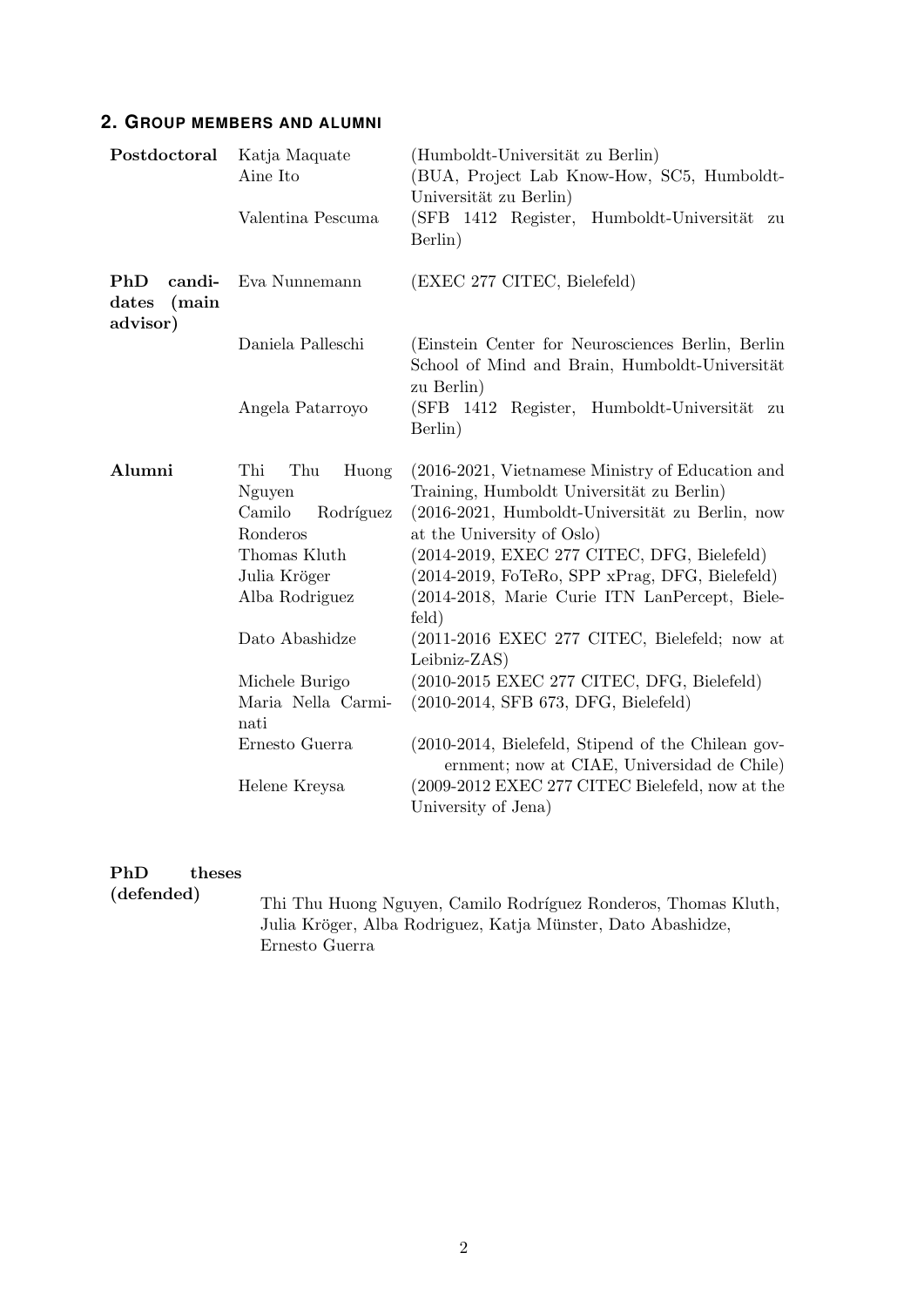## 2. Group members and alumni

| | | |
|---|---|---|
| **Postdoctoral** | Katja Maquate | (Humboldt-Universität zu Berlin) |
| | Aine Ito | (BUA, Project Lab Know-How, SC5, Humboldt-Universität zu Berlin) |
| | Valentina Pescuma | (SFB 1412 Register, Humboldt-Universität zu Berlin) |
| **PhD candidates (main advisor)** | Eva Nunnemann | (EXEC 277 CITEC, Bielefeld) |
| | Daniela Palleschi | (Einstein Center for Neurosciences Berlin, Berlin School of Mind and Brain, Humboldt-Universität zu Berlin) |
| | Angela Patarroyo | (SFB 1412 Register, Humboldt-Universität zu Berlin) |
| **Alumni** | Thi Thu Huong Nguyen | (2016-2021, Vietnamese Ministry of Education and Training, Humboldt Universität zu Berlin) |
| | Camilo Rodríguez Ronderos | (2016-2021, Humboldt-Universität zu Berlin, now at the University of Oslo) |
| | Thomas Kluth | (2014-2019, EXEC 277 CITEC, DFG, Bielefeld) |
| | Julia Kröger | (2014-2019, FoTeRo, SPP xPrag, DFG, Bielefeld) |
| | Alba Rodriguez | (2014-2018, Marie Curie ITN LanPercept, Bielefeld) |
| | Dato Abashidze | (2011-2016 EXEC 277 CITEC, Bielefeld; now at Leibniz-ZAS) |
| | Michele Burigo | (2010-2015 EXEC 277 CITEC, DFG, Bielefeld) |
| | Maria Nella Carminati | (2010-2014, SFB 673, DFG, Bielefeld) |
| | Ernesto Guerra | (2010-2014, Bielefeld, Stipend of the Chilean government; now at CIAE, Universidad de Chile) |
| | Helene Kreysa | (2009-2012 EXEC 277 CITEC Bielefeld, now at the University of Jena) |

**PhD theses (defended)**

Thi Thu Huong Nguyen, Camilo Rodríguez Ronderos, Thomas Kluth, Julia Kröger, Alba Rodriguez, Katja Münster, Dato Abashidze, Ernesto Guerra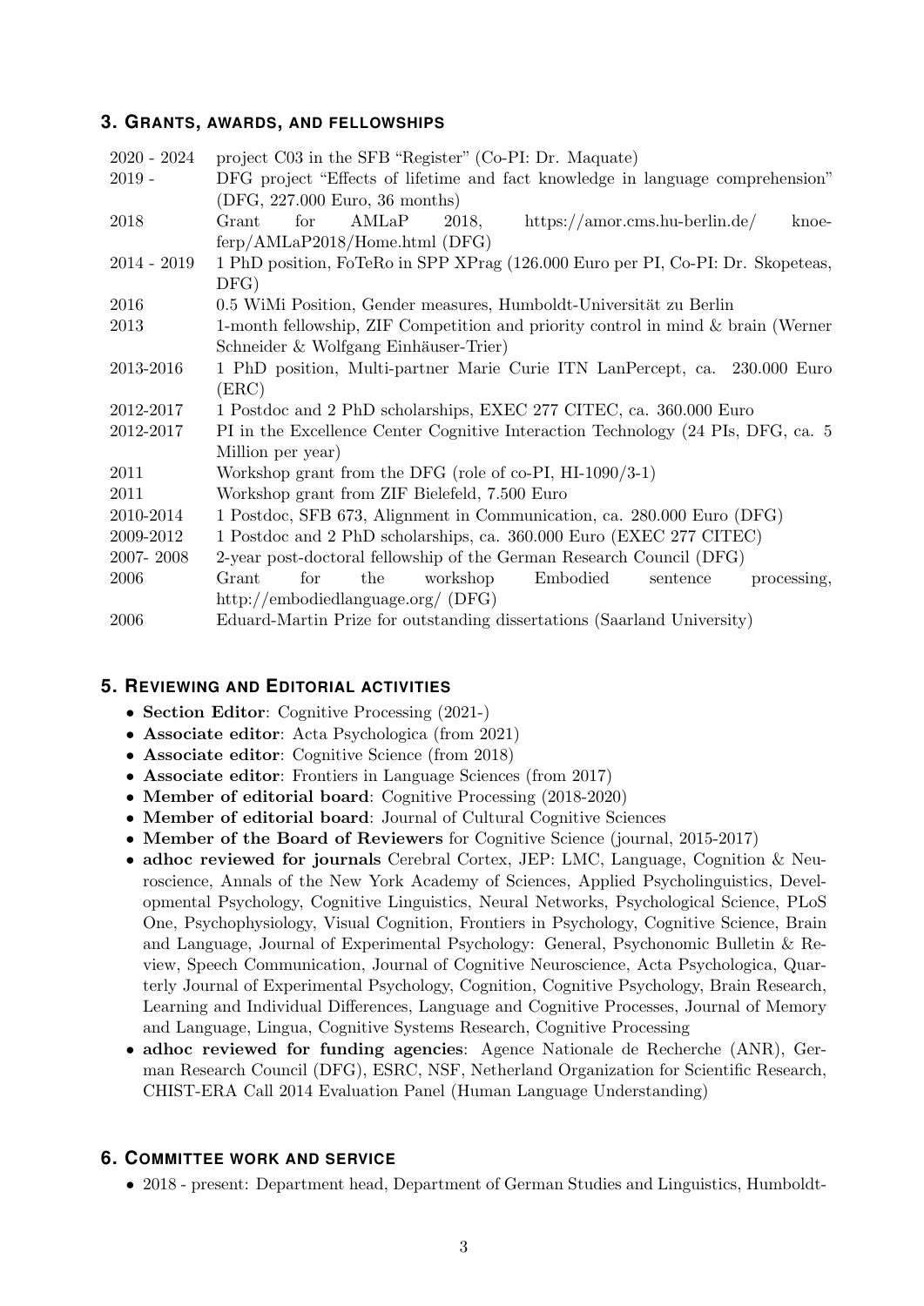## 3. Grants, awards, and fellowships

| | |
|---|---|
| 2020 - 2024 | project C03 in the SFB "Register" (Co-PI: Dr. Maquate) |
| 2019 - | DFG project "Effects of lifetime and fact knowledge in language comprehension" (DFG, 227.000 Euro, 36 months) |
| 2018 | Grant for AMLaP 2018, https://amor.cms.hu-berlin.de/knoeferp/AMLaP2018/Home.html (DFG) |
| 2014 - 2019 | 1 PhD position, FoTeRo in SPP XPrag (126.000 Euro per PI, Co-PI: Dr. Skopeteas, DFG) |
| 2016 | 0.5 WiMi Position, Gender measures, Humboldt-Universität zu Berlin |
| 2013 | 1-month fellowship, ZIF Competition and priority control in mind & brain (Werner Schneider & Wolfgang Einhäuser-Trier) |
| 2013-2016 | 1 PhD position, Multi-partner Marie Curie ITN LanPercept, ca. 230.000 Euro (ERC) |
| 2012-2017 | 1 Postdoc and 2 PhD scholarships, EXEC 277 CITEC, ca. 360.000 Euro |
| 2012-2017 | PI in the Excellence Center Cognitive Interaction Technology (24 PIs, DFG, ca. 5 Million per year) |
| 2011 | Workshop grant from the DFG (role of co-PI, HI-1090/3-1) |
| 2011 | Workshop grant from ZIF Bielefeld, 7.500 Euro |
| 2010-2014 | 1 Postdoc, SFB 673, Alignment in Communication, ca. 280.000 Euro (DFG) |
| 2009-2012 | 1 Postdoc and 2 PhD scholarships, ca. 360.000 Euro (EXEC 277 CITEC) |
| 2007- 2008 | 2-year post-doctoral fellowship of the German Research Council (DFG) |
| 2006 | Grant for the workshop Embodied sentence processing, http://embodiedlanguage.org/ (DFG) |
| 2006 | Eduard-Martin Prize for outstanding dissertations (Saarland University) |

## 5. Reviewing and Editorial activities

- **Section Editor**: Cognitive Processing (2021-)
- **Associate editor**: Acta Psychologica (from 2021)
- **Associate editor**: Cognitive Science (from 2018)
- **Associate editor**: Frontiers in Language Sciences (from 2017)
- **Member of editorial board**: Cognitive Processing (2018-2020)
- **Member of editorial board**: Journal of Cultural Cognitive Sciences
- **Member of the Board of Reviewers** for Cognitive Science (journal, 2015-2017)
- **adhoc reviewed for journals** Cerebral Cortex, JEP: LMC, Language, Cognition & Neuroscience, Annals of the New York Academy of Sciences, Applied Psycholinguistics, Developmental Psychology, Cognitive Linguistics, Neural Networks, Psychological Science, PLoS One, Psychophysiology, Visual Cognition, Frontiers in Psychology, Cognitive Science, Brain and Language, Journal of Experimental Psychology: General, Psychonomic Bulletin & Review, Speech Communication, Journal of Cognitive Neuroscience, Acta Psychologica, Quarterly Journal of Experimental Psychology, Cognition, Cognitive Psychology, Brain Research, Learning and Individual Differences, Language and Cognitive Processes, Journal of Memory and Language, Lingua, Cognitive Systems Research, Cognitive Processing
- **adhoc reviewed for funding agencies**: Agence Nationale de Recherche (ANR), German Research Council (DFG), ESRC, NSF, Netherland Organization for Scientific Research, CHIST-ERA Call 2014 Evaluation Panel (Human Language Understanding)

## 6. Committee work and service

- 2018 - present: Department head, Department of German Studies and Linguistics, Humboldt-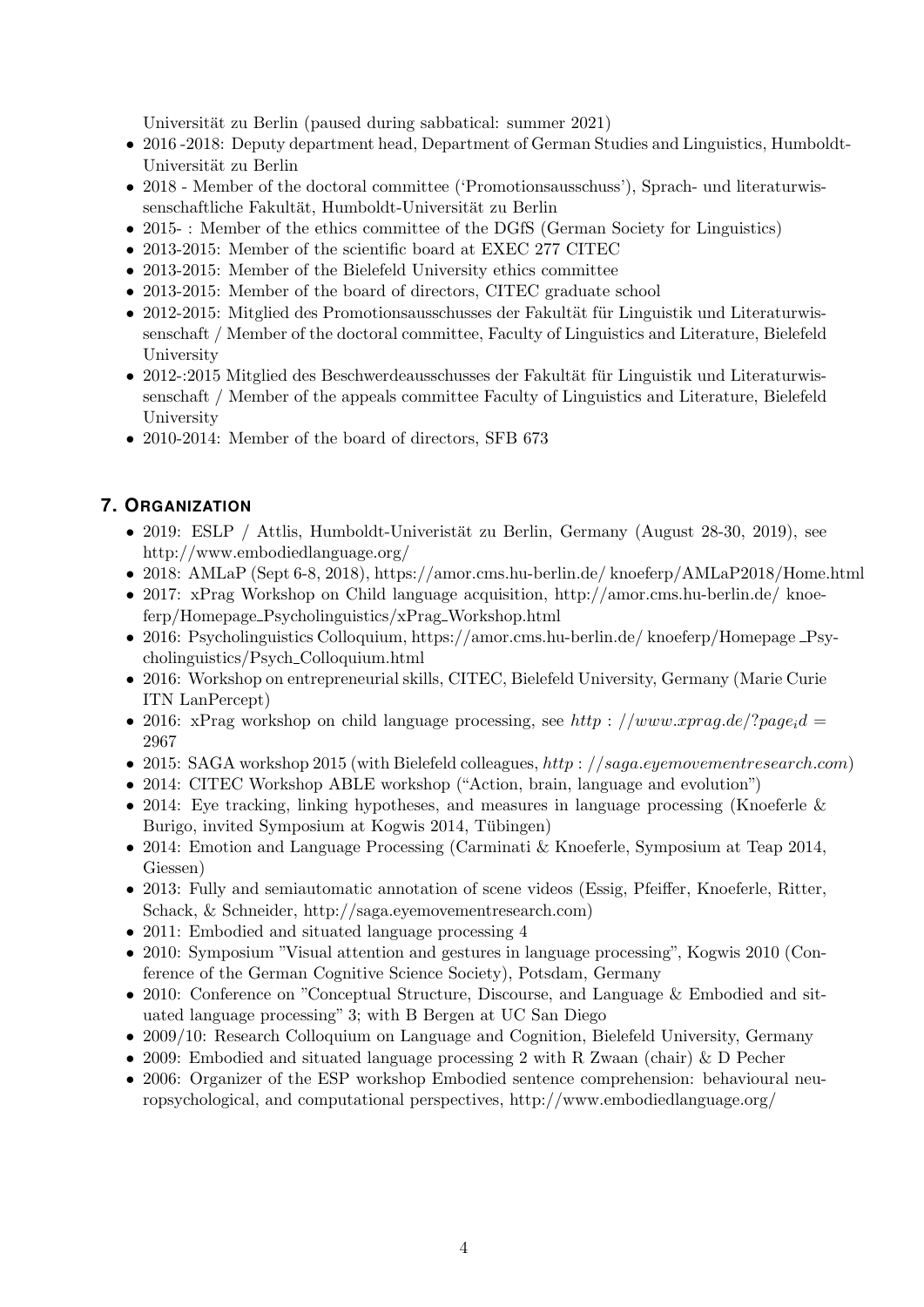Universität zu Berlin (paused during sabbatical: summer 2021)

- 2016 -2018: Deputy department head, Department of German Studies and Linguistics, Humboldt-Universität zu Berlin
- 2018 - Member of the doctoral committee ('Promotionsausschuss'), Sprach- und literaturwissenschaftliche Fakultät, Humboldt-Universität zu Berlin
- 2015- : Member of the ethics committee of the DGfS (German Society for Linguistics)
- 2013-2015: Member of the scientific board at EXEC 277 CITEC
- 2013-2015: Member of the Bielefeld University ethics committee
- 2013-2015: Member of the board of directors, CITEC graduate school
- 2012-2015: Mitglied des Promotionsausschusses der Fakultät für Linguistik und Literaturwissenschaft / Member of the doctoral committee, Faculty of Linguistics and Literature, Bielefeld University
- 2012-:2015 Mitglied des Beschwerdeausschusses der Fakultät für Linguistik und Literaturwissenschaft / Member of the appeals committee Faculty of Linguistics and Literature, Bielefeld University
- 2010-2014: Member of the board of directors, SFB 673

## 7. Organization

- 2019: ESLP / Attlis, Humboldt-Univeristät zu Berlin, Germany (August 28-30, 2019), see http://www.embodiedlanguage.org/
- 2018: AMLaP (Sept 6-8, 2018), https://amor.cms.hu-berlin.de/ knoeferp/AMLaP2018/Home.html
- 2017: xPrag Workshop on Child language acquisition, http://amor.cms.hu-berlin.de/ knoeferp/Homepage_Psycholinguistics/xPrag_Workshop.html
- 2016: Psycholinguistics Colloquium, https://amor.cms.hu-berlin.de/ knoeferp/Homepage _Psycholinguistics/Psych_Colloquium.html
- 2016: Workshop on entrepreneurial skills, CITEC, Bielefeld University, Germany (Marie Curie ITN LanPercept)
- 2016: xPrag workshop on child language processing, see $http://www.xprag.de/?page_id = 2967$
- 2015: SAGA workshop 2015 (with Bielefeld colleagues, $http://saga.eyemovementresearch.com$)
- 2014: CITEC Workshop ABLE workshop ("Action, brain, language and evolution")
- 2014: Eye tracking, linking hypotheses, and measures in language processing (Knoeferle & Burigo, invited Symposium at Kogwis 2014, Tübingen)
- 2014: Emotion and Language Processing (Carminati & Knoeferle, Symposium at Teap 2014, Giessen)
- 2013: Fully and semiautomatic annotation of scene videos (Essig, Pfeiffer, Knoeferle, Ritter, Schack, & Schneider, http://saga.eyemovementresearch.com)
- 2011: Embodied and situated language processing 4
- 2010: Symposium "Visual attention and gestures in language processing", Kogwis 2010 (Conference of the German Cognitive Science Society), Potsdam, Germany
- 2010: Conference on "Conceptual Structure, Discourse, and Language & Embodied and situated language processing" 3; with B Bergen at UC San Diego
- 2009/10: Research Colloquium on Language and Cognition, Bielefeld University, Germany
- 2009: Embodied and situated language processing 2 with R Zwaan (chair) & D Pecher
- 2006: Organizer of the ESP workshop Embodied sentence comprehension: behavioural neuropsychological, and computational perspectives, http://www.embodiedlanguage.org/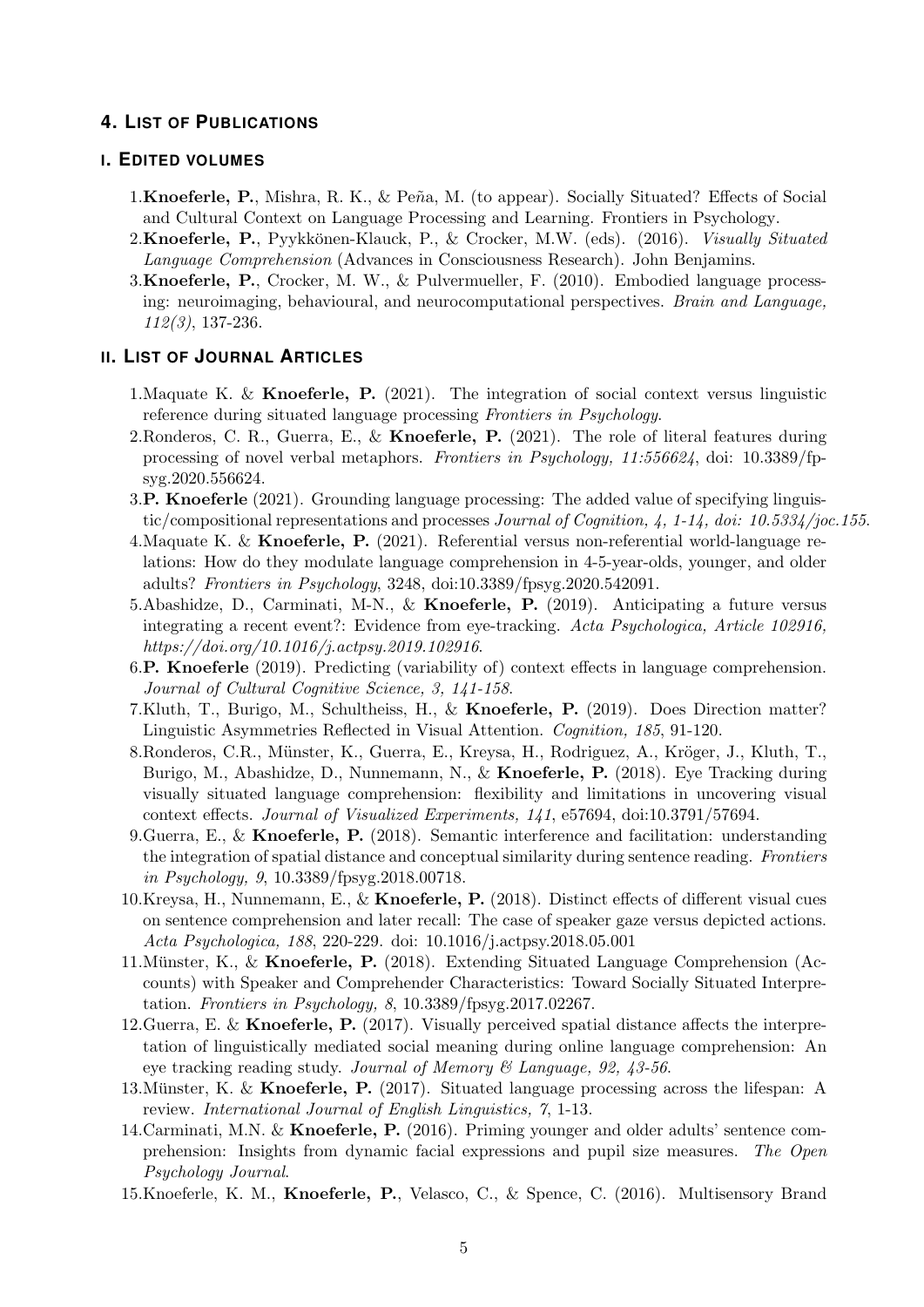## 4. List of Publications

### i. Edited volumes

1. **Knoeferle, P.**, Mishra, R. K., & Peña, M. (to appear). Socially Situated? Effects of Social and Cultural Context on Language Processing and Learning. Frontiers in Psychology.
2. **Knoeferle, P.**, Pyykkönen-Klauck, P., & Crocker, M.W. (eds). (2016). *Visually Situated Language Comprehension* (Advances in Consciousness Research). John Benjamins.
3. **Knoeferle, P.**, Crocker, M. W., & Pulvermueller, F. (2010). Embodied language processing: neuroimaging, behavioural, and neurocomputational perspectives. *Brain and Language, 112(3)*, 137-236.

### ii. List of Journal Articles

1. Maquate K. & **Knoeferle, P.** (2021). The integration of social context versus linguistic reference during situated language processing *Frontiers in Psychology*.
2. Ronderos, C. R., Guerra, E., & **Knoeferle, P.** (2021). The role of literal features during processing of novel verbal metaphors. *Frontiers in Psychology, 11:556624*, doi: 10.3389/fpsyg.2020.556624.
3. **P. Knoeferle** (2021). Grounding language processing: The added value of specifying linguistic/compositional representations and processes *Journal of Cognition, 4, 1-14, doi: 10.5334/joc.155.*
4. Maquate K. & **Knoeferle, P.** (2021). Referential versus non-referential world-language relations: How do they modulate language comprehension in 4-5-year-olds, younger, and older adults? *Frontiers in Psychology*, 3248, doi:10.3389/fpsyg.2020.542091.
5. Abashidze, D., Carminati, M-N., & **Knoeferle, P.** (2019). Anticipating a future versus integrating a recent event?: Evidence from eye-tracking. *Acta Psychologica, Article 102916, https://doi.org/10.1016/j.actpsy.2019.102916.*
6. **P. Knoeferle** (2019). Predicting (variability of) context effects in language comprehension. *Journal of Cultural Cognitive Science, 3, 141-158.*
7. Kluth, T., Burigo, M., Schultheiss, H., & **Knoeferle, P.** (2019). Does Direction matter? Linguistic Asymmetries Reflected in Visual Attention. *Cognition, 185*, 91-120.
8. Ronderos, C.R., Münster, K., Guerra, E., Kreysa, H., Rodriguez, A., Kröger, J., Kluth, T., Burigo, M., Abashidze, D., Nunnemann, N., & **Knoeferle, P.** (2018). Eye Tracking during visually situated language comprehension: flexibility and limitations in uncovering visual context effects. *Journal of Visualized Experiments, 141*, e57694, doi:10.3791/57694.
9. Guerra, E., & **Knoeferle, P.** (2018). Semantic interference and facilitation: understanding the integration of spatial distance and conceptual similarity during sentence reading. *Frontiers in Psychology, 9*, 10.3389/fpsyg.2018.00718.
10. Kreysa, H., Nunnemann, E., & **Knoeferle, P.** (2018). Distinct effects of different visual cues on sentence comprehension and later recall: The case of speaker gaze versus depicted actions. *Acta Psychologica, 188*, 220-229. doi: 10.1016/j.actpsy.2018.05.001
11. Münster, K., & **Knoeferle, P.** (2018). Extending Situated Language Comprehension (Accounts) with Speaker and Comprehender Characteristics: Toward Socially Situated Interpretation. *Frontiers in Psychology, 8*, 10.3389/fpsyg.2017.02267.
12. Guerra, E. & **Knoeferle, P.** (2017). Visually perceived spatial distance affects the interpretation of linguistically mediated social meaning during online language comprehension: An eye tracking reading study. *Journal of Memory & Language, 92, 43-56.*
13. Münster, K. & **Knoeferle, P.** (2017). Situated language processing across the lifespan: A review. *International Journal of English Linguistics, 7*, 1-13.
14. Carminati, M.N. & **Knoeferle, P.** (2016). Priming younger and older adults' sentence comprehension: Insights from dynamic facial expressions and pupil size measures. *The Open Psychology Journal*.
15. Knoeferle, K. M., **Knoeferle, P.**, Velasco, C., & Spence, C. (2016). Multisensory Brand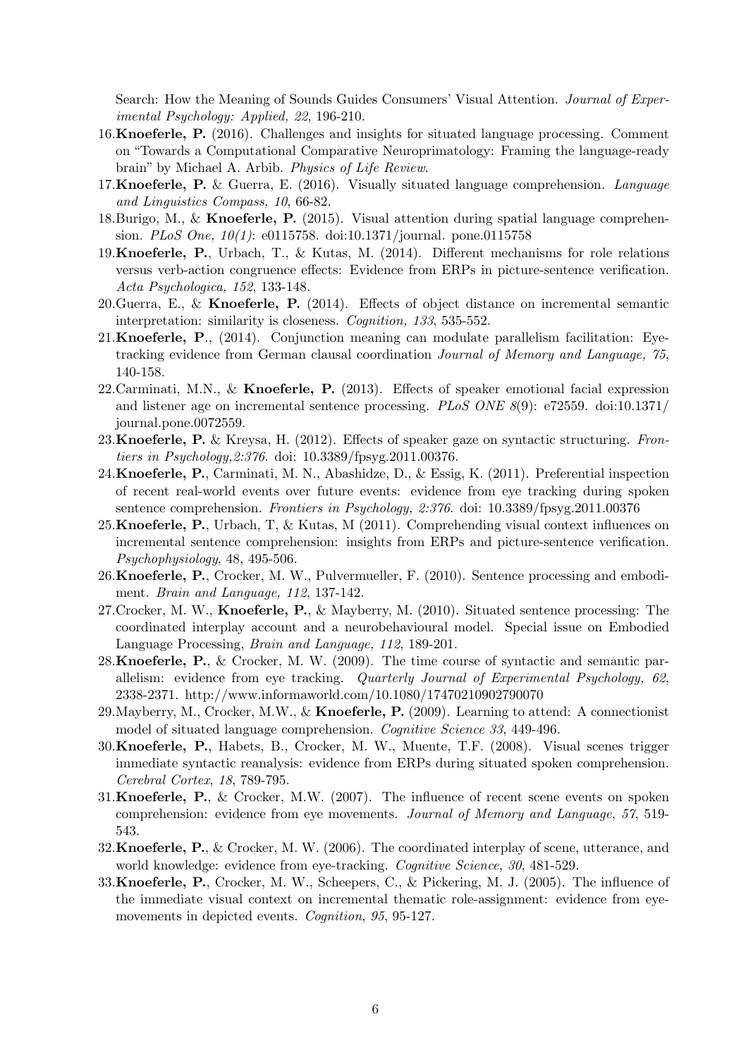Search: How the Meaning of Sounds Guides Consumers' Visual Attention. *Journal of Experimental Psychology: Applied, 22*, 196-210.

16. **Knoeferle, P.** (2016). Challenges and insights for situated language processing. Comment on "Towards a Computational Comparative Neuroprimatology: Framing the language-ready brain" by Michael A. Arbib. *Physics of Life Review*.
17. **Knoeferle, P.** & Guerra, E. (2016). Visually situated language comprehension. *Language and Linguistics Compass, 10*, 66-82.
18. Burigo, M., & **Knoeferle, P.** (2015). Visual attention during spatial language comprehension. *PLoS One, 10(1)*: e0115758. doi:10.1371/journal. pone.0115758
19. **Knoeferle, P.**, Urbach, T., & Kutas, M. (2014). Different mechanisms for role relations versus verb-action congruence effects: Evidence from ERPs in picture-sentence verification. *Acta Psychologica, 152*, 133-148.
20. Guerra, E., & **Knoeferle, P.** (2014). Effects of object distance on incremental semantic interpretation: similarity is closeness. *Cognition, 133*, 535-552.
21. **Knoeferle, P**., (2014). Conjunction meaning can modulate parallelism facilitation: Eye-tracking evidence from German clausal coordination *Journal of Memory and Language, 75*, 140-158.
22. Carminati, M.N., & **Knoeferle, P.** (2013). Effects of speaker emotional facial expression and listener age on incremental sentence processing. *PLoS ONE 8*(9): e72559. doi:10.1371/ journal.pone.0072559.
23. **Knoeferle, P.** & Kreysa, H. (2012). Effects of speaker gaze on syntactic structuring. *Frontiers in Psychology,2:376*. doi: 10.3389/fpsyg.2011.00376.
24. **Knoeferle, P.**, Carminati, M. N., Abashidze, D., & Essig, K. (2011). Preferential inspection of recent real-world events over future events: evidence from eye tracking during spoken sentence comprehension. *Frontiers in Psychology, 2:376*. doi: 10.3389/fpsyg.2011.00376
25. **Knoeferle, P.**, Urbach, T, & Kutas, M (2011). Comprehending visual context influences on incremental sentence comprehension: insights from ERPs and picture-sentence verification. *Psychophysiology*, 48, 495-506.
26. **Knoeferle, P.**, Crocker, M. W., Pulvermueller, F. (2010). Sentence processing and embodiment. *Brain and Language, 112*, 137-142.
27. Crocker, M. W., **Knoeferle, P.**, & Mayberry, M. (2010). Situated sentence processing: The coordinated interplay account and a neurobehavioural model. Special issue on Embodied Language Processing, *Brain and Language, 112*, 189-201.
28. **Knoeferle, P.**, & Crocker, M. W. (2009). The time course of syntactic and semantic parallelism: evidence from eye tracking. *Quarterly Journal of Experimental Psychology, 62*, 2338-2371. http://www.informaworld.com/10.1080/17470210902790070
29. Mayberry, M., Crocker, M.W., & **Knoeferle, P.** (2009). Learning to attend: A connectionist model of situated language comprehension. *Cognitive Science 33*, 449-496.
30. **Knoeferle, P.**, Habets, B., Crocker, M. W., Muente, T.F. (2008). Visual scenes trigger immediate syntactic reanalysis: evidence from ERPs during situated spoken comprehension. *Cerebral Cortex*, *18*, 789-795.
31. **Knoeferle, P.**, & Crocker, M.W. (2007). The influence of recent scene events on spoken comprehension: evidence from eye movements. *Journal of Memory and Language*, *57*, 519-543.
32. **Knoeferle, P.**, & Crocker, M. W. (2006). The coordinated interplay of scene, utterance, and world knowledge: evidence from eye-tracking. *Cognitive Science*, *30*, 481-529.
33. **Knoeferle, P.**, Crocker, M. W., Scheepers, C., & Pickering, M. J. (2005). The influence of the immediate visual context on incremental thematic role-assignment: evidence from eye-movements in depicted events. *Cognition*, *95*, 95-127.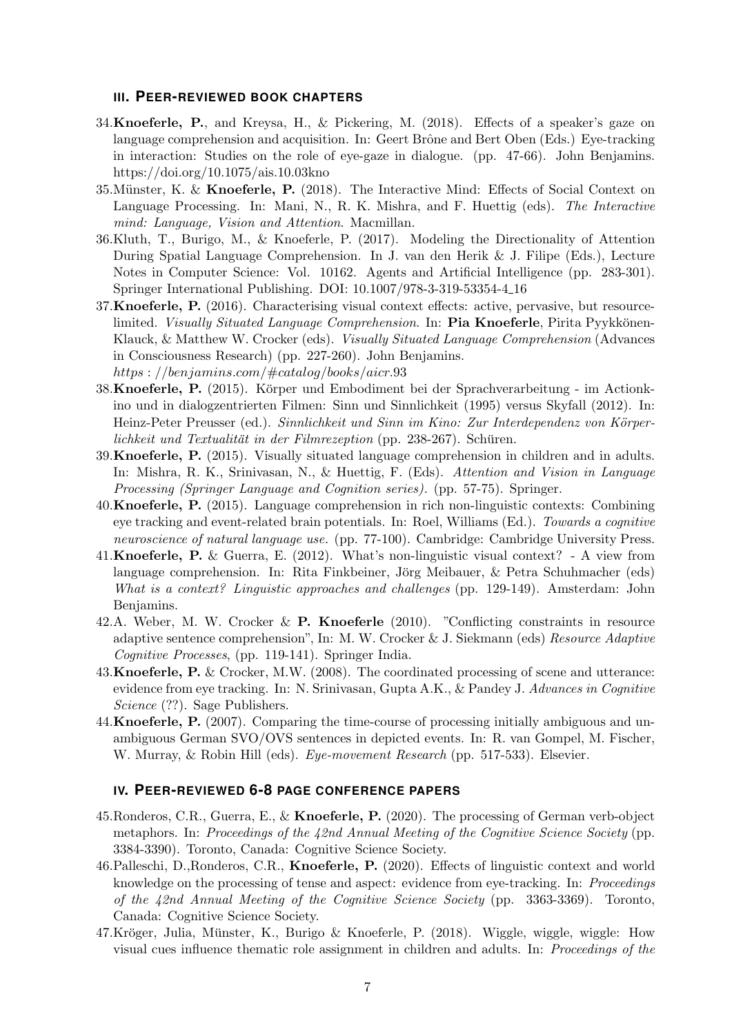### III. Peer-reviewed book chapters

34. **Knoeferle, P.**, and Kreysa, H., & Pickering, M. (2018). Effects of a speaker's gaze on language comprehension and acquisition. In: Geert Brône and Bert Oben (Eds.) Eye-tracking in interaction: Studies on the role of eye-gaze in dialogue. (pp. 47-66). John Benjamins. https://doi.org/10.1075/ais.10.03kno
35. Münster, K. & **Knoeferle, P.** (2018). The Interactive Mind: Effects of Social Context on Language Processing. In: Mani, N., R. K. Mishra, and F. Huettig (eds). *The Interactive mind: Language, Vision and Attention*. Macmillan.
36. Kluth, T., Burigo, M., & Knoeferle, P. (2017). Modeling the Directionality of Attention During Spatial Language Comprehension. In J. van den Herik & J. Filipe (Eds.), Lecture Notes in Computer Science: Vol. 10162. Agents and Artificial Intelligence (pp. 283-301). Springer International Publishing. DOI: 10.1007/978-3-319-53354-4_16
37. **Knoeferle, P.** (2016). Characterising visual context effects: active, pervasive, but resource-limited. *Visually Situated Language Comprehension*. In: **Pia Knoeferle**, Pirita Pyykkönen-Klauck, & Matthew W. Crocker (eds). *Visually Situated Language Comprehension* (Advances in Consciousness Research) (pp. 227-260). John Benjamins. *https://benjamins.com/#catalog/books/aicr.93*
38. **Knoeferle, P.** (2015). Körper und Embodiment bei der Sprachverarbeitung - im Actionkino und in dialogzentrierten Filmen: Sinn und Sinnlichkeit (1995) versus Skyfall (2012). In: Heinz-Peter Preusser (ed.). *Sinnlichkeit und Sinn im Kino: Zur Interdependenz von Körperlichkeit und Textualität in der Filmrezeption* (pp. 238-267). Schüren.
39. **Knoeferle, P.** (2015). Visually situated language comprehension in children and in adults. In: Mishra, R. K., Srinivasan, N., & Huettig, F. (Eds). *Attention and Vision in Language Processing (Springer Language and Cognition series).* (pp. 57-75). Springer.
40. **Knoeferle, P.** (2015). Language comprehension in rich non-linguistic contexts: Combining eye tracking and event-related brain potentials. In: Roel, Williams (Ed.). *Towards a cognitive neuroscience of natural language use.* (pp. 77-100). Cambridge: Cambridge University Press.
41. **Knoeferle, P.** & Guerra, E. (2012). What's non-linguistic visual context? - A view from language comprehension. In: Rita Finkbeiner, Jörg Meibauer, & Petra Schuhmacher (eds) *What is a context? Linguistic approaches and challenges* (pp. 129-149). Amsterdam: John Benjamins.
42. A. Weber, M. W. Crocker & **P. Knoeferle** (2010). "Conflicting constraints in resource adaptive sentence comprehension", In: M. W. Crocker & J. Siekmann (eds) *Resource Adaptive Cognitive Processes*, (pp. 119-141). Springer India.
43. **Knoeferle, P.** & Crocker, M.W. (2008). The coordinated processing of scene and utterance: evidence from eye tracking. In: N. Srinivasan, Gupta A.K., & Pandey J. *Advances in Cognitive Science* (??). Sage Publishers.
44. **Knoeferle, P.** (2007). Comparing the time-course of processing initially ambiguous and unambiguous German SVO/OVS sentences in depicted events. In: R. van Gompel, M. Fischer, W. Murray, & Robin Hill (eds). *Eye-movement Research* (pp. 517-533). Elsevier.

### IV. Peer-reviewed 6-8 page conference papers

45. Ronderos, C.R., Guerra, E., & **Knoeferle, P.** (2020). The processing of German verb-object metaphors. In: *Proceedings of the 42nd Annual Meeting of the Cognitive Science Society* (pp. 3384-3390). Toronto, Canada: Cognitive Science Society.
46. Palleschi, D.,Ronderos, C.R., **Knoeferle, P.** (2020). Effects of linguistic context and world knowledge on the processing of tense and aspect: evidence from eye-tracking. In: *Proceedings of the 42nd Annual Meeting of the Cognitive Science Society* (pp. 3363-3369). Toronto, Canada: Cognitive Science Society.
47. Kröger, Julia, Münster, K., Burigo & Knoeferle, P. (2018). Wiggle, wiggle, wiggle: How visual cues influence thematic role assignment in children and adults. In: *Proceedings of the*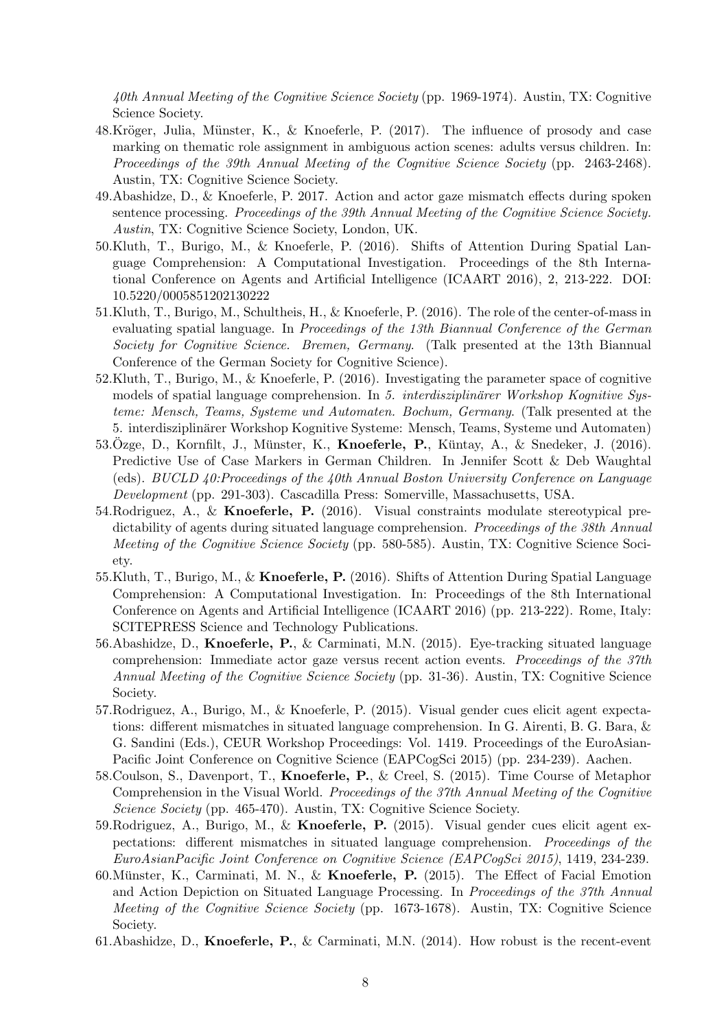*40th Annual Meeting of the Cognitive Science Society* (pp. 1969-1974). Austin, TX: Cognitive Science Society.

48. Kröger, Julia, Münster, K., & Knoeferle, P. (2017). The influence of prosody and case marking on thematic role assignment in ambiguous action scenes: adults versus children. In: *Proceedings of the 39th Annual Meeting of the Cognitive Science Society* (pp. 2463-2468). Austin, TX: Cognitive Science Society.
49. Abashidze, D., & Knoeferle, P. 2017. Action and actor gaze mismatch effects during spoken sentence processing. *Proceedings of the 39th Annual Meeting of the Cognitive Science Society. Austin*, TX: Cognitive Science Society, London, UK.
50. Kluth, T., Burigo, M., & Knoeferle, P. (2016). Shifts of Attention During Spatial Language Comprehension: A Computational Investigation. Proceedings of the 8th International Conference on Agents and Artificial Intelligence (ICAART 2016), 2, 213-222. DOI: 10.5220/0005851202130222
51. Kluth, T., Burigo, M., Schultheis, H., & Knoeferle, P. (2016). The role of the center-of-mass in evaluating spatial language. In *Proceedings of the 13th Biannual Conference of the German Society for Cognitive Science. Bremen, Germany*. (Talk presented at the 13th Biannual Conference of the German Society for Cognitive Science).
52. Kluth, T., Burigo, M., & Knoeferle, P. (2016). Investigating the parameter space of cognitive models of spatial language comprehension. In *5. interdisziplinärer Workshop Kognitive Systeme: Mensch, Teams, Systeme und Automaten. Bochum, Germany*. (Talk presented at the 5. interdisziplinärer Workshop Kognitive Systeme: Mensch, Teams, Systeme und Automaten)
53. Özge, D., Kornfilt, J., Münster, K., **Knoeferle, P.**, Küntay, A., & Snedeker, J. (2016). Predictive Use of Case Markers in German Children. In Jennifer Scott & Deb Waughtal (eds). *BUCLD 40:Proceedings of the 40th Annual Boston University Conference on Language Development* (pp. 291-303). Cascadilla Press: Somerville, Massachusetts, USA.
54. Rodriguez, A., & **Knoeferle, P.** (2016). Visual constraints modulate stereotypical predictability of agents during situated language comprehension. *Proceedings of the 38th Annual Meeting of the Cognitive Science Society* (pp. 580-585). Austin, TX: Cognitive Science Society.
55. Kluth, T., Burigo, M., & **Knoeferle, P.** (2016). Shifts of Attention During Spatial Language Comprehension: A Computational Investigation. In: Proceedings of the 8th International Conference on Agents and Artificial Intelligence (ICAART 2016) (pp. 213-222). Rome, Italy: SCITEPRESS Science and Technology Publications.
56. Abashidze, D., **Knoeferle, P.**, & Carminati, M.N. (2015). Eye-tracking situated language comprehension: Immediate actor gaze versus recent action events. *Proceedings of the 37th Annual Meeting of the Cognitive Science Society* (pp. 31-36). Austin, TX: Cognitive Science Society.
57. Rodriguez, A., Burigo, M., & Knoeferle, P. (2015). Visual gender cues elicit agent expectations: different mismatches in situated language comprehension. In G. Airenti, B. G. Bara, & G. Sandini (Eds.), CEUR Workshop Proceedings: Vol. 1419. Proceedings of the EuroAsian-Pacific Joint Conference on Cognitive Science (EAPCogSci 2015) (pp. 234-239). Aachen.
58. Coulson, S., Davenport, T., **Knoeferle, P.**, & Creel, S. (2015). Time Course of Metaphor Comprehension in the Visual World. *Proceedings of the 37th Annual Meeting of the Cognitive Science Society* (pp. 465-470). Austin, TX: Cognitive Science Society.
59. Rodriguez, A., Burigo, M., & **Knoeferle, P.** (2015). Visual gender cues elicit agent expectations: different mismatches in situated language comprehension. *Proceedings of the EuroAsianPacific Joint Conference on Cognitive Science (EAPCogSci 2015)*, 1419, 234-239.
60. Münster, K., Carminati, M. N., & **Knoeferle, P.** (2015). The Effect of Facial Emotion and Action Depiction on Situated Language Processing. In *Proceedings of the 37th Annual Meeting of the Cognitive Science Society* (pp. 1673-1678). Austin, TX: Cognitive Science Society.
61. Abashidze, D., **Knoeferle, P.**, & Carminati, M.N. (2014). How robust is the recent-event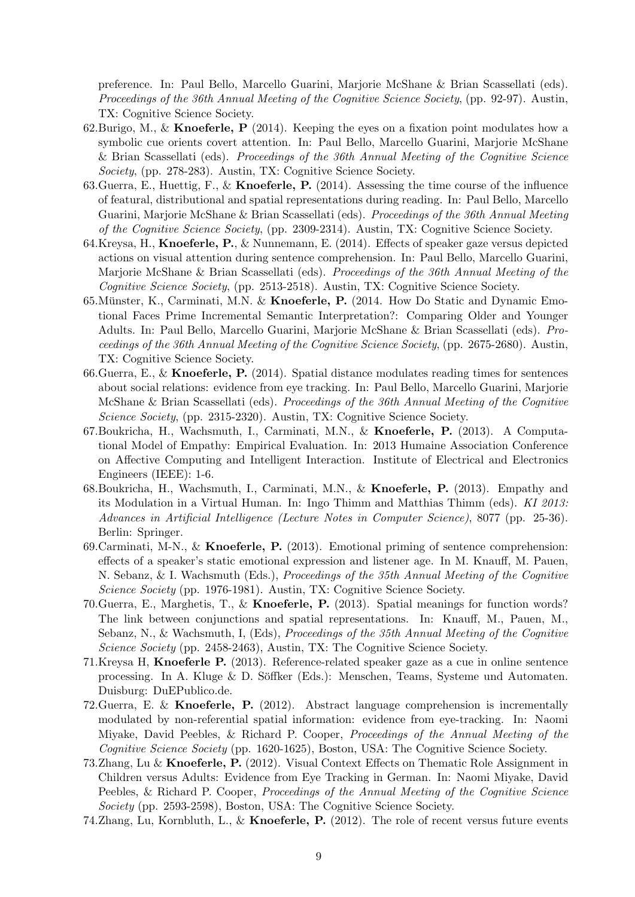preference. In: Paul Bello, Marcello Guarini, Marjorie McShane & Brian Scassellati (eds). *Proceedings of the 36th Annual Meeting of the Cognitive Science Society*, (pp. 92-97). Austin, TX: Cognitive Science Society.

62.Burigo, M., & **Knoeferle, P** (2014). Keeping the eyes on a fixation point modulates how a symbolic cue orients covert attention. In: Paul Bello, Marcello Guarini, Marjorie McShane & Brian Scassellati (eds). *Proceedings of the 36th Annual Meeting of the Cognitive Science Society*, (pp. 278-283). Austin, TX: Cognitive Science Society.

63.Guerra, E., Huettig, F., & **Knoeferle, P.** (2014). Assessing the time course of the influence of featural, distributional and spatial representations during reading. In: Paul Bello, Marcello Guarini, Marjorie McShane & Brian Scassellati (eds). *Proceedings of the 36th Annual Meeting of the Cognitive Science Society*, (pp. 2309-2314). Austin, TX: Cognitive Science Society.

64.Kreysa, H., **Knoeferle, P.**, & Nunnemann, E. (2014). Effects of speaker gaze versus depicted actions on visual attention during sentence comprehension. In: Paul Bello, Marcello Guarini, Marjorie McShane & Brian Scassellati (eds). *Proceedings of the 36th Annual Meeting of the Cognitive Science Society*, (pp. 2513-2518). Austin, TX: Cognitive Science Society.

65.Münster, K., Carminati, M.N. & **Knoeferle, P.** (2014. How Do Static and Dynamic Emotional Faces Prime Incremental Semantic Interpretation?: Comparing Older and Younger Adults. In: Paul Bello, Marcello Guarini, Marjorie McShane & Brian Scassellati (eds). *Proceedings of the 36th Annual Meeting of the Cognitive Science Society*, (pp. 2675-2680). Austin, TX: Cognitive Science Society.

66.Guerra, E., & **Knoeferle, P.** (2014). Spatial distance modulates reading times for sentences about social relations: evidence from eye tracking. In: Paul Bello, Marcello Guarini, Marjorie McShane & Brian Scassellati (eds). *Proceedings of the 36th Annual Meeting of the Cognitive Science Society*, (pp. 2315-2320). Austin, TX: Cognitive Science Society.

67.Boukricha, H., Wachsmuth, I., Carminati, M.N., & **Knoeferle, P.** (2013). A Computational Model of Empathy: Empirical Evaluation. In: 2013 Humaine Association Conference on Affective Computing and Intelligent Interaction. Institute of Electrical and Electronics Engineers (IEEE): 1-6.

68.Boukricha, H., Wachsmuth, I., Carminati, M.N., & **Knoeferle, P.** (2013). Empathy and its Modulation in a Virtual Human. In: Ingo Thimm and Matthias Thimm (eds). *KI 2013: Advances in Artificial Intelligence (Lecture Notes in Computer Science)*, 8077 (pp. 25-36). Berlin: Springer.

69.Carminati, M-N., & **Knoeferle, P.** (2013). Emotional priming of sentence comprehension: effects of a speaker's static emotional expression and listener age. In M. Knauff, M. Pauen, N. Sebanz, & I. Wachsmuth (Eds.), *Proceedings of the 35th Annual Meeting of the Cognitive Science Society* (pp. 1976-1981). Austin, TX: Cognitive Science Society.

70.Guerra, E., Marghetis, T., & **Knoeferle, P.** (2013). Spatial meanings for function words? The link between conjunctions and spatial representations. In: Knauff, M., Pauen, M., Sebanz, N., & Wachsmuth, I, (Eds), *Proceedings of the 35th Annual Meeting of the Cognitive Science Society* (pp. 2458-2463), Austin, TX: The Cognitive Science Society.

71.Kreysa H, **Knoeferle P.** (2013). Reference-related speaker gaze as a cue in online sentence processing. In A. Kluge & D. Söffker (Eds.): Menschen, Teams, Systeme und Automaten. Duisburg: DuEPublico.de.

72.Guerra, E. & **Knoeferle, P.** (2012). Abstract language comprehension is incrementally modulated by non-referential spatial information: evidence from eye-tracking. In: Naomi Miyake, David Peebles, & Richard P. Cooper, *Proceedings of the Annual Meeting of the Cognitive Science Society* (pp. 1620-1625), Boston, USA: The Cognitive Science Society.

73.Zhang, Lu & **Knoeferle, P.** (2012). Visual Context Effects on Thematic Role Assignment in Children versus Adults: Evidence from Eye Tracking in German. In: Naomi Miyake, David Peebles, & Richard P. Cooper, *Proceedings of the Annual Meeting of the Cognitive Science Society* (pp. 2593-2598), Boston, USA: The Cognitive Science Society.

74.Zhang, Lu, Kornbluth, L., & **Knoeferle, P.** (2012). The role of recent versus future events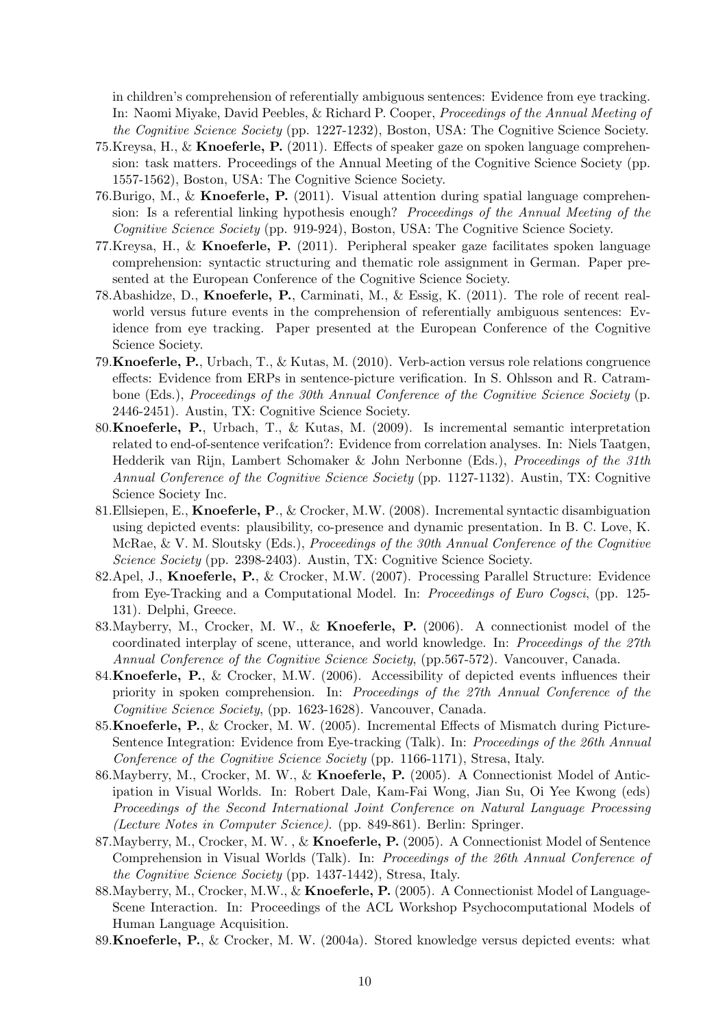in children's comprehension of referentially ambiguous sentences: Evidence from eye tracking. In: Naomi Miyake, David Peebles, & Richard P. Cooper, *Proceedings of the Annual Meeting of the Cognitive Science Society* (pp. 1227-1232), Boston, USA: The Cognitive Science Society.

75. Kreysa, H., & **Knoeferle, P.** (2011). Effects of speaker gaze on spoken language comprehension: task matters. Proceedings of the Annual Meeting of the Cognitive Science Society (pp. 1557-1562), Boston, USA: The Cognitive Science Society.
76. Burigo, M., & **Knoeferle, P.** (2011). Visual attention during spatial language comprehension: Is a referential linking hypothesis enough? *Proceedings of the Annual Meeting of the Cognitive Science Society* (pp. 919-924), Boston, USA: The Cognitive Science Society.
77. Kreysa, H., & **Knoeferle, P.** (2011). Peripheral speaker gaze facilitates spoken language comprehension: syntactic structuring and thematic role assignment in German. Paper presented at the European Conference of the Cognitive Science Society.
78. Abashidze, D., **Knoeferle, P.**, Carminati, M., & Essig, K. (2011). The role of recent real-world versus future events in the comprehension of referentially ambiguous sentences: Evidence from eye tracking. Paper presented at the European Conference of the Cognitive Science Society.
79. **Knoeferle, P.**, Urbach, T., & Kutas, M. (2010). Verb-action versus role relations congruence effects: Evidence from ERPs in sentence-picture verification. In S. Ohlsson and R. Catrambone (Eds.), *Proceedings of the 30th Annual Conference of the Cognitive Science Society* (p. 2446-2451). Austin, TX: Cognitive Science Society.
80. **Knoeferle, P.**, Urbach, T., & Kutas, M. (2009). Is incremental semantic interpretation related to end-of-sentence verifcation?: Evidence from correlation analyses. In: Niels Taatgen, Hedderik van Rijn, Lambert Schomaker & John Nerbonne (Eds.), *Proceedings of the 31th Annual Conference of the Cognitive Science Society* (pp. 1127-1132). Austin, TX: Cognitive Science Society Inc.
81. Ellsiepen, E., **Knoeferle, P**., & Crocker, M.W. (2008). Incremental syntactic disambiguation using depicted events: plausibility, co-presence and dynamic presentation. In B. C. Love, K. McRae, & V. M. Sloutsky (Eds.), *Proceedings of the 30th Annual Conference of the Cognitive Science Society* (pp. 2398-2403). Austin, TX: Cognitive Science Society.
82. Apel, J., **Knoeferle, P.**, & Crocker, M.W. (2007). Processing Parallel Structure: Evidence from Eye-Tracking and a Computational Model. In: *Proceedings of Euro Cogsci*, (pp. 125-131). Delphi, Greece.
83. Mayberry, M., Crocker, M. W., & **Knoeferle, P.** (2006). A connectionist model of the coordinated interplay of scene, utterance, and world knowledge. In: *Proceedings of the 27th Annual Conference of the Cognitive Science Society*, (pp.567-572). Vancouver, Canada.
84. **Knoeferle, P.**, & Crocker, M.W. (2006). Accessibility of depicted events influences their priority in spoken comprehension. In: *Proceedings of the 27th Annual Conference of the Cognitive Science Society*, (pp. 1623-1628). Vancouver, Canada.
85. **Knoeferle, P.**, & Crocker, M. W. (2005). Incremental Effects of Mismatch during Picture-Sentence Integration: Evidence from Eye-tracking (Talk). In: *Proceedings of the 26th Annual Conference of the Cognitive Science Society* (pp. 1166-1171), Stresa, Italy.
86. Mayberry, M., Crocker, M. W., & **Knoeferle, P.** (2005). A Connectionist Model of Anticipation in Visual Worlds. In: Robert Dale, Kam-Fai Wong, Jian Su, Oi Yee Kwong (eds) *Proceedings of the Second International Joint Conference on Natural Language Processing (Lecture Notes in Computer Science)*. (pp. 849-861). Berlin: Springer.
87. Mayberry, M., Crocker, M. W. , & **Knoeferle, P.** (2005). A Connectionist Model of Sentence Comprehension in Visual Worlds (Talk). In: *Proceedings of the 26th Annual Conference of the Cognitive Science Society* (pp. 1437-1442), Stresa, Italy.
88. Mayberry, M., Crocker, M.W., & **Knoeferle, P.** (2005). A Connectionist Model of Language-Scene Interaction. In: Proceedings of the ACL Workshop Psychocomputational Models of Human Language Acquisition.
89. **Knoeferle, P.**, & Crocker, M. W. (2004a). Stored knowledge versus depicted events: what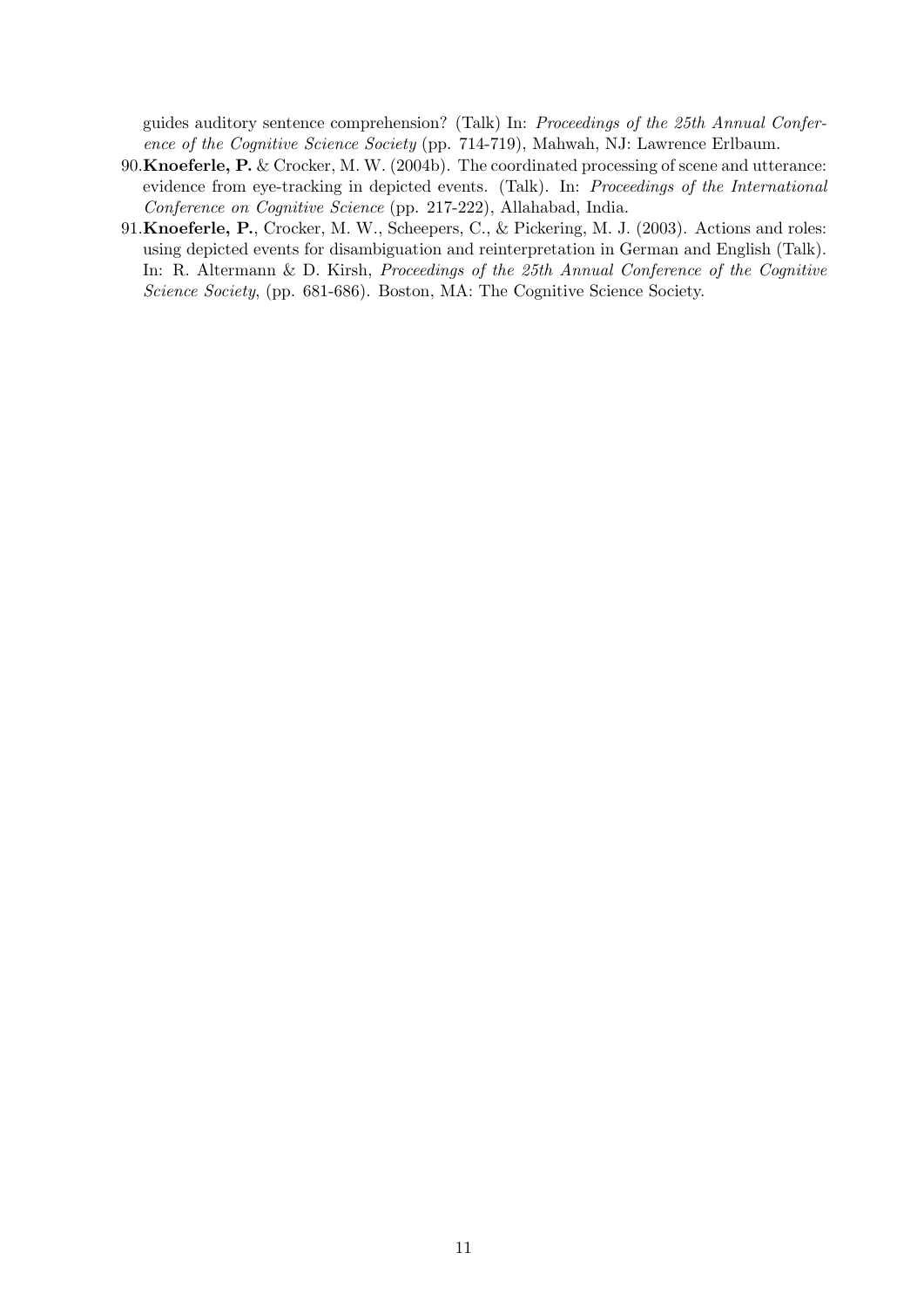guides auditory sentence comprehension? (Talk) In: *Proceedings of the 25th Annual Conference of the Cognitive Science Society* (pp. 714-719), Mahwah, NJ: Lawrence Erlbaum.

90. **Knoeferle, P.** & Crocker, M. W. (2004b). The coordinated processing of scene and utterance: evidence from eye-tracking in depicted events. (Talk). In: *Proceedings of the International Conference on Cognitive Science* (pp. 217-222), Allahabad, India.

91. **Knoeferle, P.**, Crocker, M. W., Scheepers, C., & Pickering, M. J. (2003). Actions and roles: using depicted events for disambiguation and reinterpretation in German and English (Talk). In: R. Altermann & D. Kirsh, *Proceedings of the 25th Annual Conference of the Cognitive Science Society*, (pp. 681-686). Boston, MA: The Cognitive Science Society.